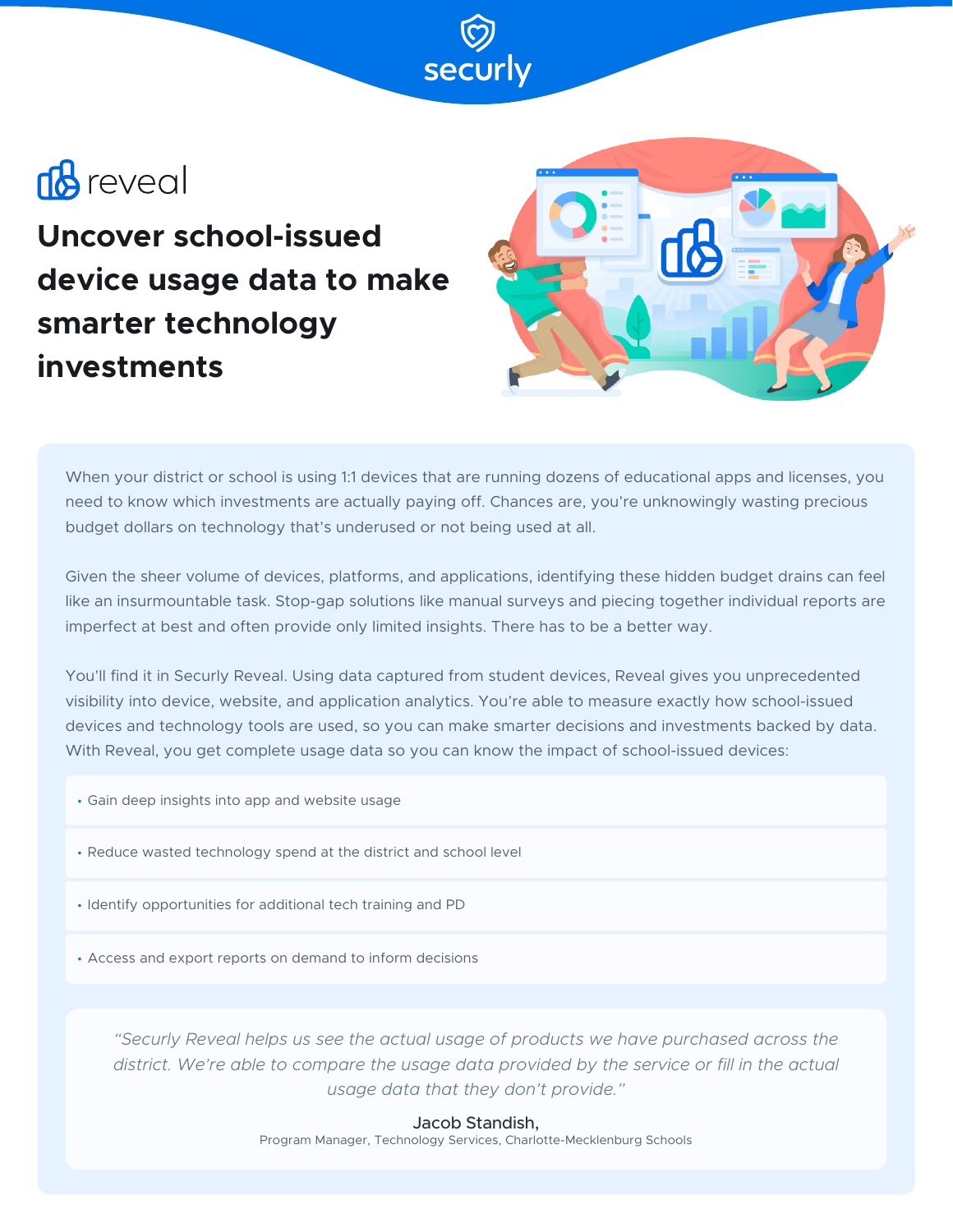securly

reveal

# Uncover school-issued device usage data to make smarter technology investments

When your district or school is using 1:1 devices that are running dozens of educational apps and licenses, you need to know which investments are actually paying off. Chances are, you're unknowingly wasting precious budget dollars on technology that's underused or not being used at all.

Given the sheer volume of devices, platforms, and applications, identifying these hidden budget drains can feel like an insurmountable task. Stop-gap solutions like manual surveys and piecing together individual reports are imperfect at best and often provide only limited insights. There has to be a better way.

You'll find it in Securly Reveal. Using data captured from student devices, Reveal gives you unprecedented visibility into device, website, and application analytics. You're able to measure exactly how school-issued devices and technology tools are used, so you can make smarter decisions and investments backed by data. With Reveal, you get complete usage data so you can know the impact of school-issued devices:

- Gain deep insights into app and website usage
- Reduce wasted technology spend at the district and school level
- Identify opportunities for additional tech training and PD
- Access and export reports on demand to inform decisions

*"Securly Reveal helps us see the actual usage of products we have purchased across the district. We're able to compare the usage data provided by the service or fill in the actual usage data that they don't provide."*

Jacob Standish,
Program Manager, Technology Services, Charlotte-Mecklenburg Schools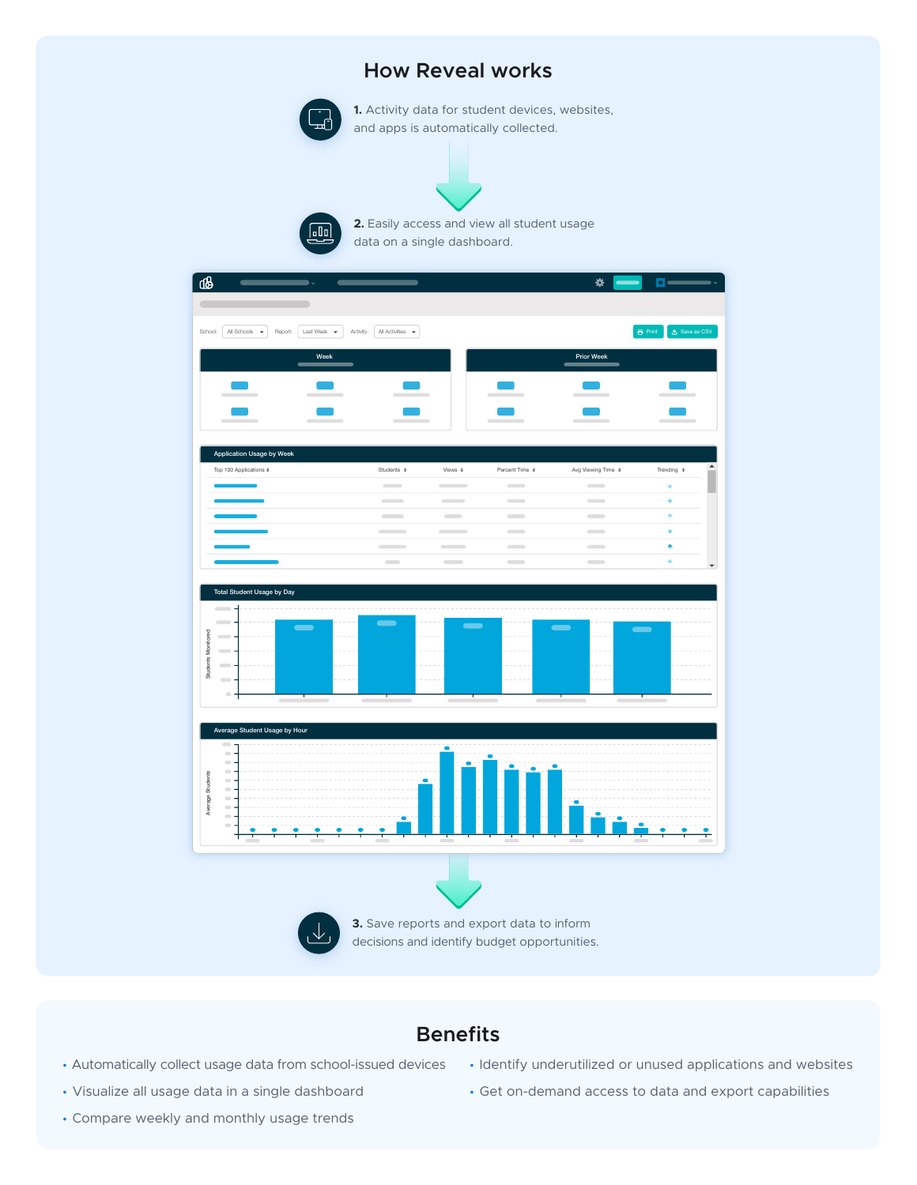# How Reveal works

**1.** Activity data for student devices, websites, and apps is automatically collected.

**2.** Easily access and view all student usage data on a single dashboard.

**3.** Save reports and export data to inform decisions and identify budget opportunities.

## Benefits

- Automatically collect usage data from school-issued devices
- Visualize all usage data in a single dashboard
- Compare weekly and monthly usage trends
- Identify underutilized or unused applications and websites
- Get on-demand access to data and export capabilities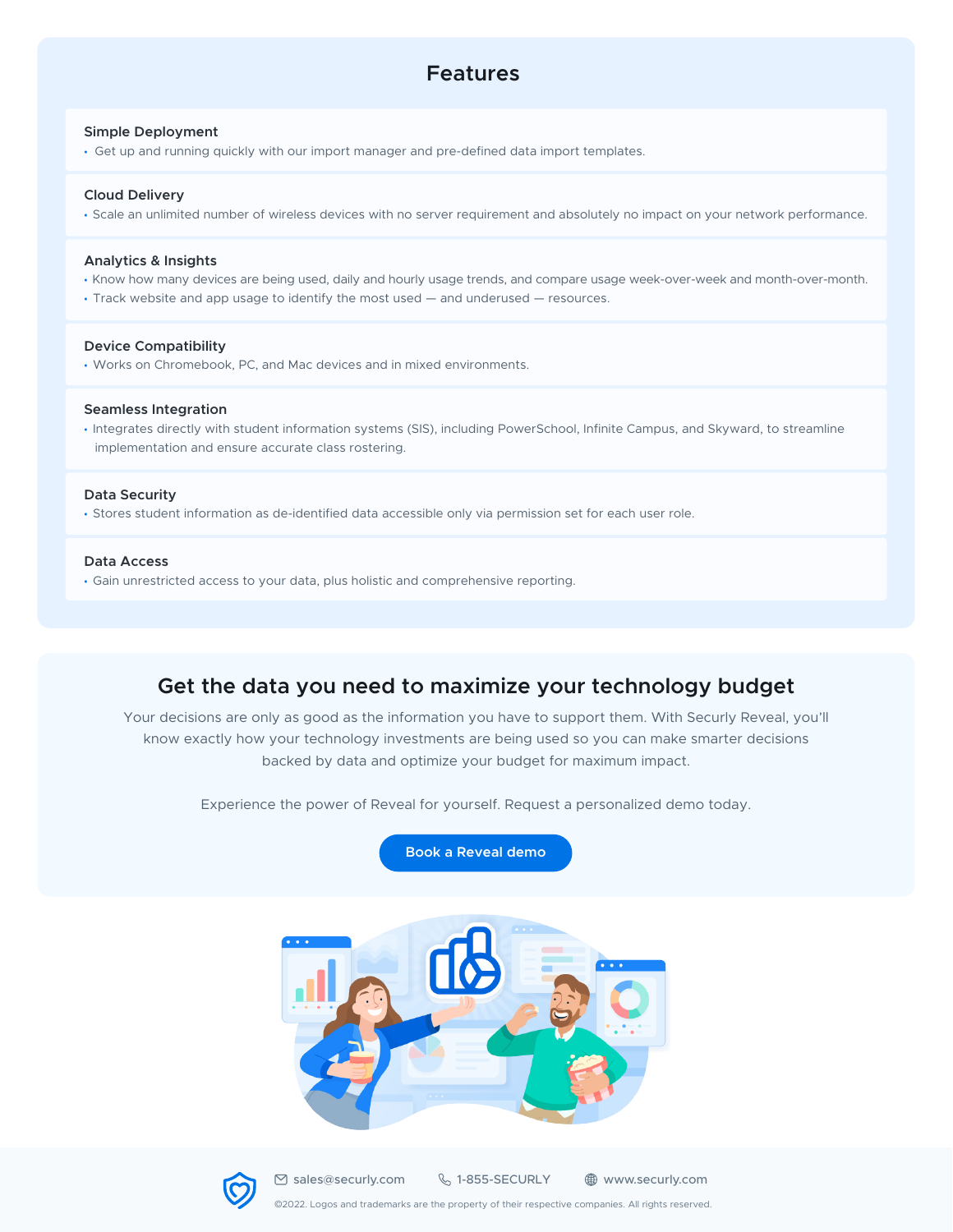## Features

### Simple Deployment

- Get up and running quickly with our import manager and pre-defined data import templates.

### Cloud Delivery

- Scale an unlimited number of wireless devices with no server requirement and absolutely no impact on your network performance.

### Analytics & Insights

- Know how many devices are being used, daily and hourly usage trends, and compare usage week-over-week and month-over-month.
- Track website and app usage to identify the most used — and underused — resources.

### Device Compatibility

- Works on Chromebook, PC, and Mac devices and in mixed environments.

### Seamless Integration

- Integrates directly with student information systems (SIS), including PowerSchool, Infinite Campus, and Skyward, to streamline implementation and ensure accurate class rostering.

### Data Security

- Stores student information as de-identified data accessible only via permission set for each user role.

### Data Access

- Gain unrestricted access to your data, plus holistic and comprehensive reporting.

## Get the data you need to maximize your technology budget

Your decisions are only as good as the information you have to support them. With Securly Reveal, you'll know exactly how your technology investments are being used so you can make smarter decisions backed by data and optimize your budget for maximum impact.

Experience the power of Reveal for yourself. Request a personalized demo today.

Book a Reveal demo

sales@securly.com 1-855-SECURLY www.securly.com

©2022. Logos and trademarks are the property of their respective companies. All rights reserved.